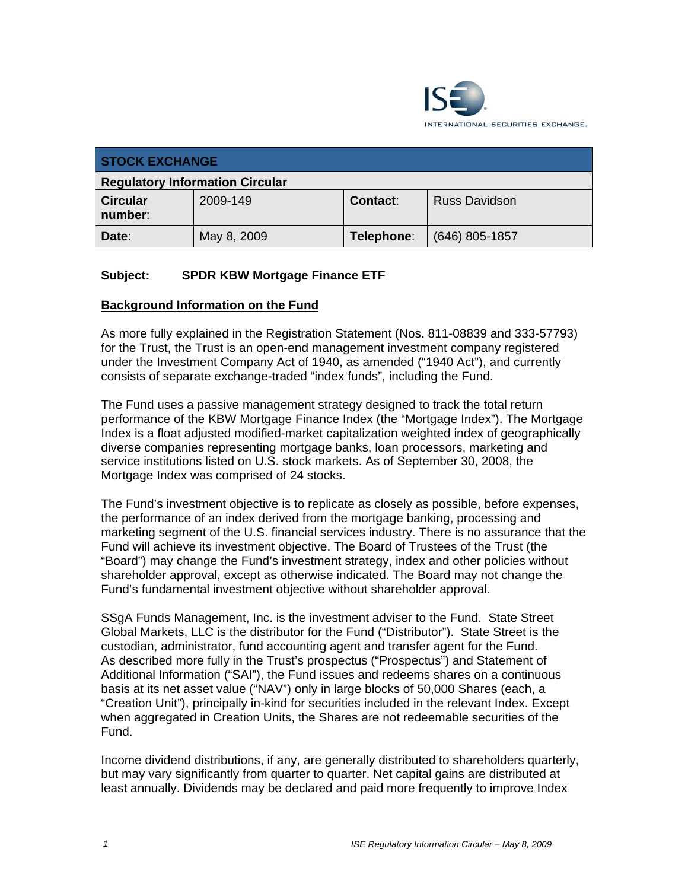| STOCK EXCHANGE | | | |
|---|---|---|---|
| **Regulatory Information Circular** | | | |
| **Circular number:** | 2009-149 | **Contact:** | Russ Davidson |
| **Date:** | May 8, 2009 | **Telephone:** | (646) 805-1857 |

**Subject: SPDR KBW Mortgage Finance ETF**

**Background Information on the Fund**

As more fully explained in the Registration Statement (Nos. 811-08839 and 333-57793) for the Trust, the Trust is an open-end management investment company registered under the Investment Company Act of 1940, as amended ("1940 Act"), and currently consists of separate exchange-traded "index funds", including the Fund.

The Fund uses a passive management strategy designed to track the total return performance of the KBW Mortgage Finance Index (the "Mortgage Index"). The Mortgage Index is a float adjusted modified-market capitalization weighted index of geographically diverse companies representing mortgage banks, loan processors, marketing and service institutions listed on U.S. stock markets. As of September 30, 2008, the Mortgage Index was comprised of 24 stocks.

The Fund's investment objective is to replicate as closely as possible, before expenses, the performance of an index derived from the mortgage banking, processing and marketing segment of the U.S. financial services industry. There is no assurance that the Fund will achieve its investment objective. The Board of Trustees of the Trust (the "Board") may change the Fund's investment strategy, index and other policies without shareholder approval, except as otherwise indicated. The Board may not change the Fund's fundamental investment objective without shareholder approval.

SSgA Funds Management, Inc. is the investment adviser to the Fund. State Street Global Markets, LLC is the distributor for the Fund ("Distributor"). State Street is the custodian, administrator, fund accounting agent and transfer agent for the Fund. As described more fully in the Trust's prospectus ("Prospectus") and Statement of Additional Information ("SAI"), the Fund issues and redeems shares on a continuous basis at its net asset value ("NAV") only in large blocks of 50,000 Shares (each, a "Creation Unit"), principally in-kind for securities included in the relevant Index. Except when aggregated in Creation Units, the Shares are not redeemable securities of the Fund.

Income dividend distributions, if any, are generally distributed to shareholders quarterly, but may vary significantly from quarter to quarter. Net capital gains are distributed at least annually. Dividends may be declared and paid more frequently to improve Index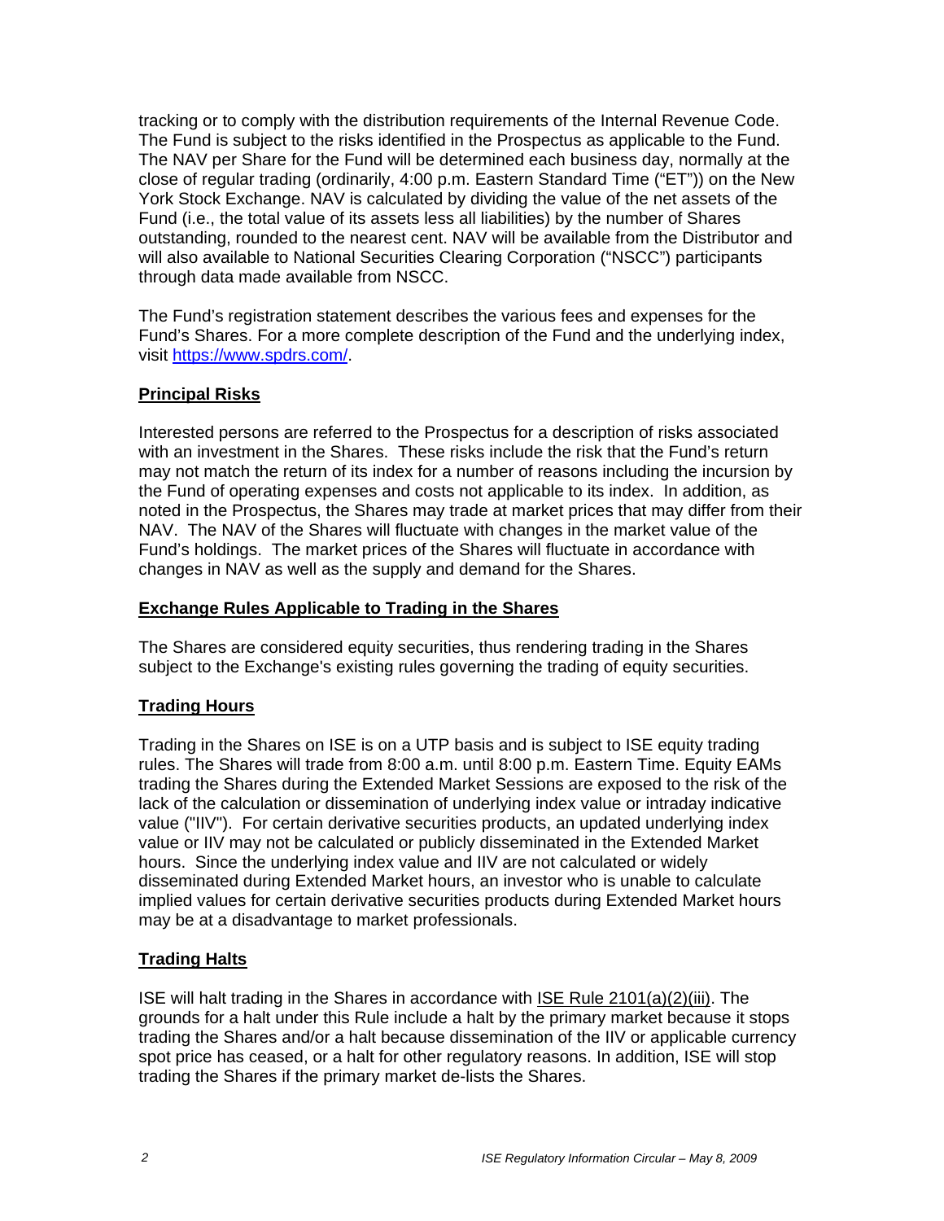tracking or to comply with the distribution requirements of the Internal Revenue Code. The Fund is subject to the risks identified in the Prospectus as applicable to the Fund. The NAV per Share for the Fund will be determined each business day, normally at the close of regular trading (ordinarily, 4:00 p.m. Eastern Standard Time ("ET")) on the New York Stock Exchange. NAV is calculated by dividing the value of the net assets of the Fund (i.e., the total value of its assets less all liabilities) by the number of Shares outstanding, rounded to the nearest cent. NAV will be available from the Distributor and will also available to National Securities Clearing Corporation ("NSCC") participants through data made available from NSCC.

The Fund's registration statement describes the various fees and expenses for the Fund's Shares. For a more complete description of the Fund and the underlying index, visit https://www.spdrs.com/.

## Principal Risks

Interested persons are referred to the Prospectus for a description of risks associated with an investment in the Shares. These risks include the risk that the Fund's return may not match the return of its index for a number of reasons including the incursion by the Fund of operating expenses and costs not applicable to its index. In addition, as noted in the Prospectus, the Shares may trade at market prices that may differ from their NAV. The NAV of the Shares will fluctuate with changes in the market value of the Fund's holdings. The market prices of the Shares will fluctuate in accordance with changes in NAV as well as the supply and demand for the Shares.

## Exchange Rules Applicable to Trading in the Shares

The Shares are considered equity securities, thus rendering trading in the Shares subject to the Exchange's existing rules governing the trading of equity securities.

## Trading Hours

Trading in the Shares on ISE is on a UTP basis and is subject to ISE equity trading rules. The Shares will trade from 8:00 a.m. until 8:00 p.m. Eastern Time. Equity EAMs trading the Shares during the Extended Market Sessions are exposed to the risk of the lack of the calculation or dissemination of underlying index value or intraday indicative value ("IIV"). For certain derivative securities products, an updated underlying index value or IIV may not be calculated or publicly disseminated in the Extended Market hours. Since the underlying index value and IIV are not calculated or widely disseminated during Extended Market hours, an investor who is unable to calculate implied values for certain derivative securities products during Extended Market hours may be at a disadvantage to market professionals.

## Trading Halts

ISE will halt trading in the Shares in accordance with ISE Rule 2101(a)(2)(iii). The grounds for a halt under this Rule include a halt by the primary market because it stops trading the Shares and/or a halt because dissemination of the IIV or applicable currency spot price has ceased, or a halt for other regulatory reasons. In addition, ISE will stop trading the Shares if the primary market de-lists the Shares.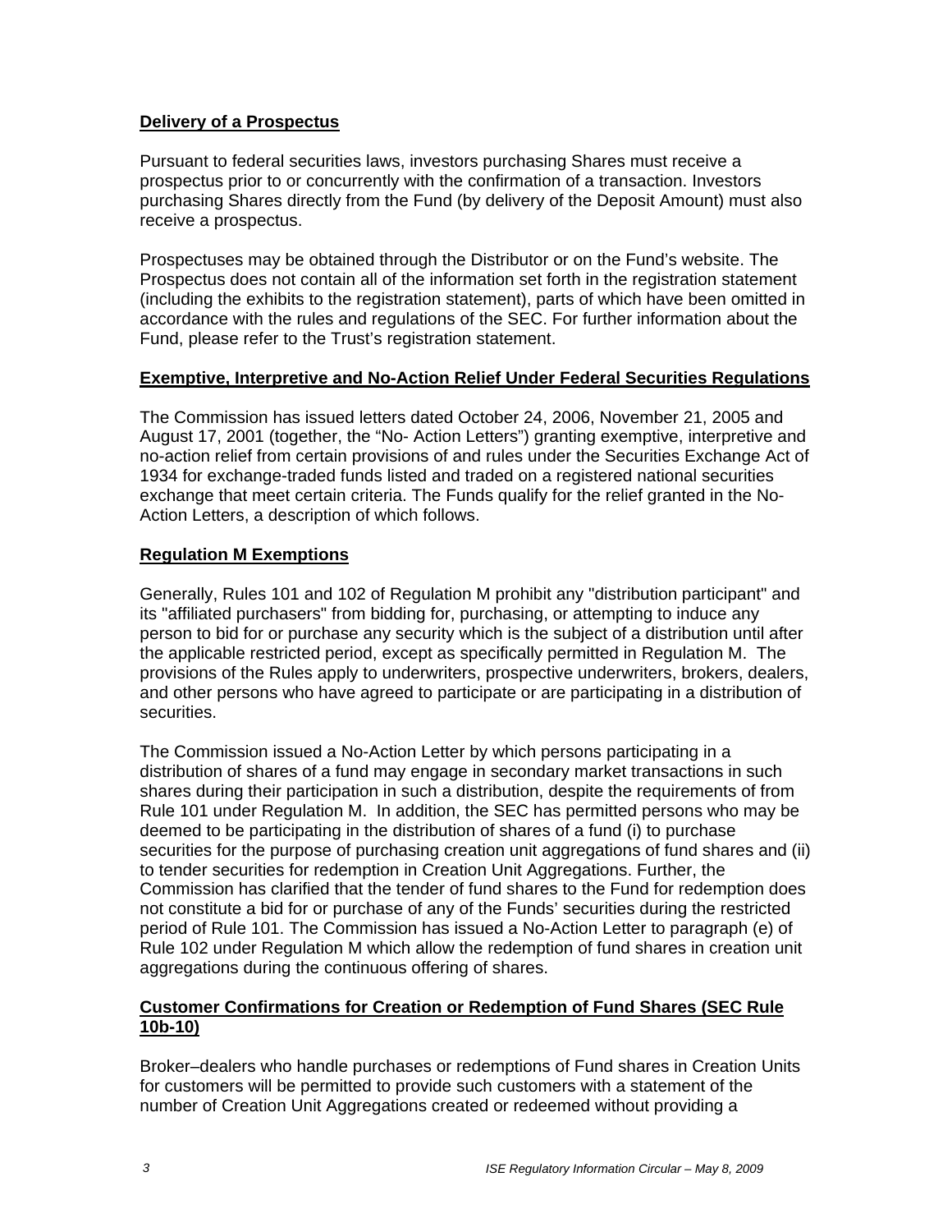## **Delivery of a Prospectus**

Pursuant to federal securities laws, investors purchasing Shares must receive a prospectus prior to or concurrently with the confirmation of a transaction. Investors purchasing Shares directly from the Fund (by delivery of the Deposit Amount) must also receive a prospectus.

Prospectuses may be obtained through the Distributor or on the Fund's website. The Prospectus does not contain all of the information set forth in the registration statement (including the exhibits to the registration statement), parts of which have been omitted in accordance with the rules and regulations of the SEC. For further information about the Fund, please refer to the Trust's registration statement.

## **Exemptive, Interpretive and No-Action Relief Under Federal Securities Regulations**

The Commission has issued letters dated October 24, 2006, November 21, 2005 and August 17, 2001 (together, the "No- Action Letters") granting exemptive, interpretive and no-action relief from certain provisions of and rules under the Securities Exchange Act of 1934 for exchange-traded funds listed and traded on a registered national securities exchange that meet certain criteria. The Funds qualify for the relief granted in the No-Action Letters, a description of which follows.

## **Regulation M Exemptions**

Generally, Rules 101 and 102 of Regulation M prohibit any "distribution participant" and its "affiliated purchasers" from bidding for, purchasing, or attempting to induce any person to bid for or purchase any security which is the subject of a distribution until after the applicable restricted period, except as specifically permitted in Regulation M. The provisions of the Rules apply to underwriters, prospective underwriters, brokers, dealers, and other persons who have agreed to participate or are participating in a distribution of securities.

The Commission issued a No-Action Letter by which persons participating in a distribution of shares of a fund may engage in secondary market transactions in such shares during their participation in such a distribution, despite the requirements of from Rule 101 under Regulation M. In addition, the SEC has permitted persons who may be deemed to be participating in the distribution of shares of a fund (i) to purchase securities for the purpose of purchasing creation unit aggregations of fund shares and (ii) to tender securities for redemption in Creation Unit Aggregations. Further, the Commission has clarified that the tender of fund shares to the Fund for redemption does not constitute a bid for or purchase of any of the Funds' securities during the restricted period of Rule 101. The Commission has issued a No-Action Letter to paragraph (e) of Rule 102 under Regulation M which allow the redemption of fund shares in creation unit aggregations during the continuous offering of shares.

## **Customer Confirmations for Creation or Redemption of Fund Shares (SEC Rule 10b-10)**

Broker–dealers who handle purchases or redemptions of Fund shares in Creation Units for customers will be permitted to provide such customers with a statement of the number of Creation Unit Aggregations created or redeemed without providing a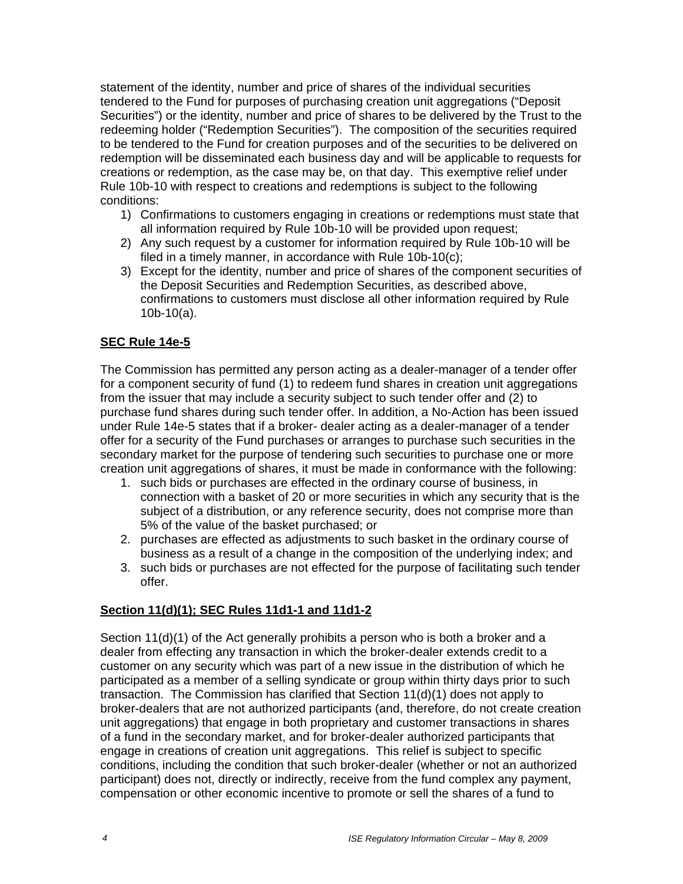statement of the identity, number and price of shares of the individual securities tendered to the Fund for purposes of purchasing creation unit aggregations ("Deposit Securities") or the identity, number and price of shares to be delivered by the Trust to the redeeming holder ("Redemption Securities"). The composition of the securities required to be tendered to the Fund for creation purposes and of the securities to be delivered on redemption will be disseminated each business day and will be applicable to requests for creations or redemption, as the case may be, on that day. This exemptive relief under Rule 10b-10 with respect to creations and redemptions is subject to the following conditions:

1) Confirmations to customers engaging in creations or redemptions must state that all information required by Rule 10b-10 will be provided upon request;
2) Any such request by a customer for information required by Rule 10b-10 will be filed in a timely manner, in accordance with Rule 10b-10(c);
3) Except for the identity, number and price of shares of the component securities of the Deposit Securities and Redemption Securities, as described above, confirmations to customers must disclose all other information required by Rule 10b-10(a).

**SEC Rule 14e-5**

The Commission has permitted any person acting as a dealer-manager of a tender offer for a component security of fund (1) to redeem fund shares in creation unit aggregations from the issuer that may include a security subject to such tender offer and (2) to purchase fund shares during such tender offer. In addition, a No-Action has been issued under Rule 14e-5 states that if a broker- dealer acting as a dealer-manager of a tender offer for a security of the Fund purchases or arranges to purchase such securities in the secondary market for the purpose of tendering such securities to purchase one or more creation unit aggregations of shares, it must be made in conformance with the following:

1. such bids or purchases are effected in the ordinary course of business, in connection with a basket of 20 or more securities in which any security that is the subject of a distribution, or any reference security, does not comprise more than 5% of the value of the basket purchased; or
2. purchases are effected as adjustments to such basket in the ordinary course of business as a result of a change in the composition of the underlying index; and
3. such bids or purchases are not effected for the purpose of facilitating such tender offer.

**Section 11(d)(1); SEC Rules 11d1-1 and 11d1-2**

Section 11(d)(1) of the Act generally prohibits a person who is both a broker and a dealer from effecting any transaction in which the broker-dealer extends credit to a customer on any security which was part of a new issue in the distribution of which he participated as a member of a selling syndicate or group within thirty days prior to such transaction. The Commission has clarified that Section 11(d)(1) does not apply to broker-dealers that are not authorized participants (and, therefore, do not create creation unit aggregations) that engage in both proprietary and customer transactions in shares of a fund in the secondary market, and for broker-dealer authorized participants that engage in creations of creation unit aggregations. This relief is subject to specific conditions, including the condition that such broker-dealer (whether or not an authorized participant) does not, directly or indirectly, receive from the fund complex any payment, compensation or other economic incentive to promote or sell the shares of a fund to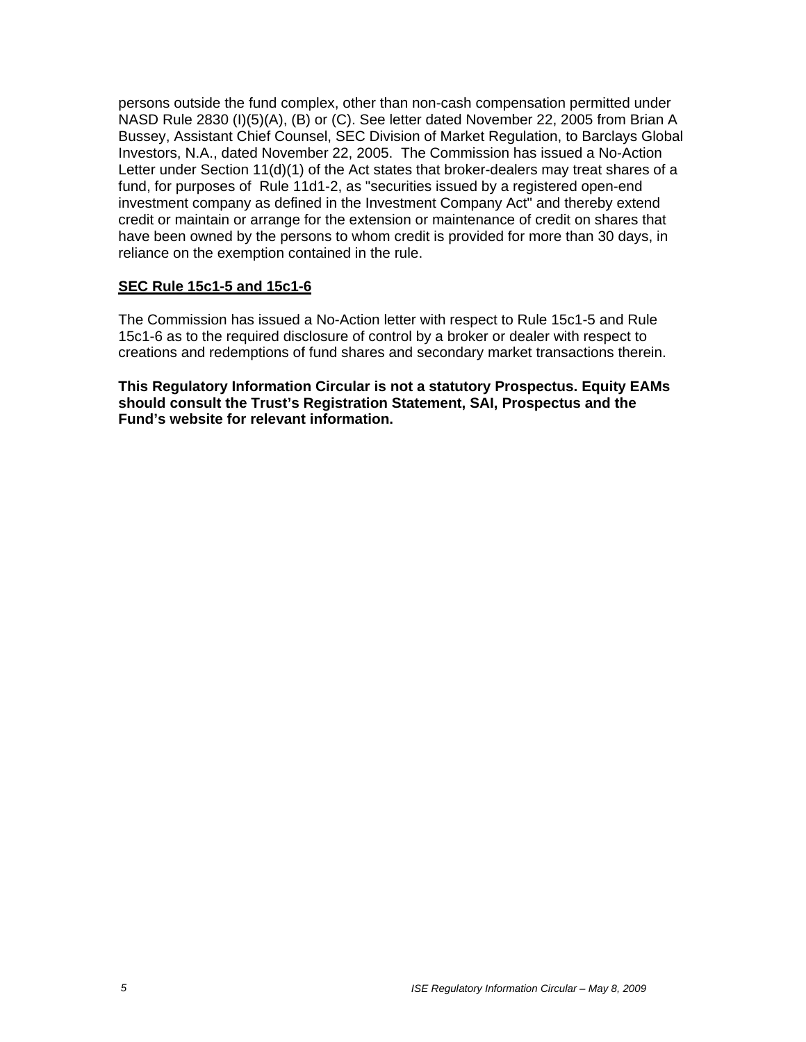persons outside the fund complex, other than non-cash compensation permitted under NASD Rule 2830 (I)(5)(A), (B) or (C). See letter dated November 22, 2005 from Brian A Bussey, Assistant Chief Counsel, SEC Division of Market Regulation, to Barclays Global Investors, N.A., dated November 22, 2005. The Commission has issued a No-Action Letter under Section 11(d)(1) of the Act states that broker-dealers may treat shares of a fund, for purposes of Rule 11d1-2, as "securities issued by a registered open-end investment company as defined in the Investment Company Act" and thereby extend credit or maintain or arrange for the extension or maintenance of credit on shares that have been owned by the persons to whom credit is provided for more than 30 days, in reliance on the exemption contained in the rule.

**SEC Rule 15c1-5 and 15c1-6**

The Commission has issued a No-Action letter with respect to Rule 15c1-5 and Rule 15c1-6 as to the required disclosure of control by a broker or dealer with respect to creations and redemptions of fund shares and secondary market transactions therein.

**This Regulatory Information Circular is not a statutory Prospectus. Equity EAMs should consult the Trust's Registration Statement, SAI, Prospectus and the Fund's website for relevant information.**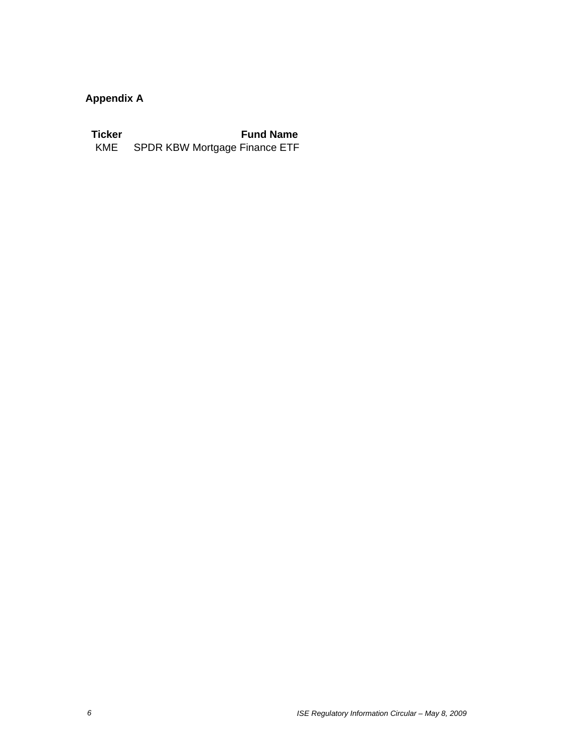**Appendix A**

| Ticker | Fund Name |
|---|---|
| KME | SPDR KBW Mortgage Finance ETF |